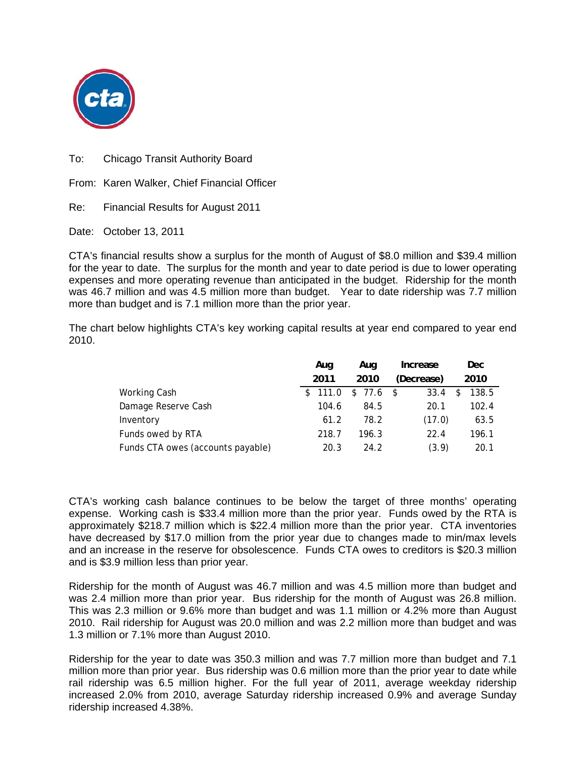To: Chicago Transit Authority Board

From: Karen Walker, Chief Financial Officer

Re: Financial Results for August 2011

Date: October 13, 2011

CTA's financial results show a surplus for the month of August of $8.0 million and $39.4 million for the year to date. The surplus for the month and year to date period is due to lower operating expenses and more operating revenue than anticipated in the budget. Ridership for the month was 46.7 million and was 4.5 million more than budget. Year to date ridership was 7.7 million more than budget and is 7.1 million more than the prior year.

The chart below highlights CTA's key working capital results at year end compared to year end 2010.

| | Aug 2011 | Aug 2010 | Increase (Decrease) | Dec 2010 |
|---|---|---|---|---|
| Working Cash | $ 111.0 | $ 77.6 | $ 33.4 | $ 138.5 |
| Damage Reserve Cash | 104.6 | 84.5 | 20.1 | 102.4 |
| Inventory | 61.2 | 78.2 | (17.0) | 63.5 |
| Funds owed by RTA | 218.7 | 196.3 | 22.4 | 196.1 |
| Funds CTA owes (accounts payable) | 20.3 | 24.2 | (3.9) | 20.1 |

CTA's working cash balance continues to be below the target of three months' operating expense. Working cash is $33.4 million more than the prior year. Funds owed by the RTA is approximately $218.7 million which is $22.4 million more than the prior year. CTA inventories have decreased by $17.0 million from the prior year due to changes made to min/max levels and an increase in the reserve for obsolescence. Funds CTA owes to creditors is $20.3 million and is $3.9 million less than prior year.

Ridership for the month of August was 46.7 million and was 4.5 million more than budget and was 2.4 million more than prior year. Bus ridership for the month of August was 26.8 million. This was 2.3 million or 9.6% more than budget and was 1.1 million or 4.2% more than August 2010. Rail ridership for August was 20.0 million and was 2.2 million more than budget and was 1.3 million or 7.1% more than August 2010.

Ridership for the year to date was 350.3 million and was 7.7 million more than budget and 7.1 million more than prior year. Bus ridership was 0.6 million more than the prior year to date while rail ridership was 6.5 million higher. For the full year of 2011, average weekday ridership increased 2.0% from 2010, average Saturday ridership increased 0.9% and average Sunday ridership increased 4.38%.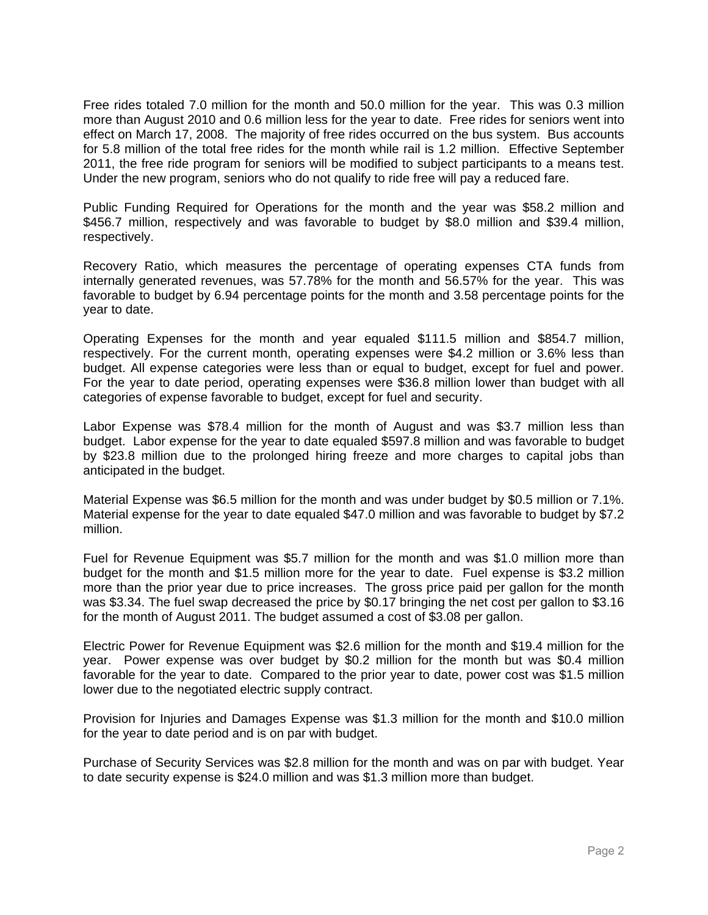Free rides totaled 7.0 million for the month and 50.0 million for the year. This was 0.3 million more than August 2010 and 0.6 million less for the year to date. Free rides for seniors went into effect on March 17, 2008. The majority of free rides occurred on the bus system. Bus accounts for 5.8 million of the total free rides for the month while rail is 1.2 million. Effective September 2011, the free ride program for seniors will be modified to subject participants to a means test. Under the new program, seniors who do not qualify to ride free will pay a reduced fare.

Public Funding Required for Operations for the month and the year was $58.2 million and $456.7 million, respectively and was favorable to budget by $8.0 million and $39.4 million, respectively.

Recovery Ratio, which measures the percentage of operating expenses CTA funds from internally generated revenues, was 57.78% for the month and 56.57% for the year. This was favorable to budget by 6.94 percentage points for the month and 3.58 percentage points for the year to date.

Operating Expenses for the month and year equaled $111.5 million and $854.7 million, respectively. For the current month, operating expenses were $4.2 million or 3.6% less than budget. All expense categories were less than or equal to budget, except for fuel and power. For the year to date period, operating expenses were $36.8 million lower than budget with all categories of expense favorable to budget, except for fuel and security.

Labor Expense was $78.4 million for the month of August and was $3.7 million less than budget. Labor expense for the year to date equaled $597.8 million and was favorable to budget by $23.8 million due to the prolonged hiring freeze and more charges to capital jobs than anticipated in the budget.

Material Expense was $6.5 million for the month and was under budget by $0.5 million or 7.1%. Material expense for the year to date equaled $47.0 million and was favorable to budget by $7.2 million.

Fuel for Revenue Equipment was $5.7 million for the month and was $1.0 million more than budget for the month and $1.5 million more for the year to date. Fuel expense is $3.2 million more than the prior year due to price increases. The gross price paid per gallon for the month was $3.34. The fuel swap decreased the price by $0.17 bringing the net cost per gallon to $3.16 for the month of August 2011. The budget assumed a cost of $3.08 per gallon.

Electric Power for Revenue Equipment was $2.6 million for the month and $19.4 million for the year. Power expense was over budget by $0.2 million for the month but was $0.4 million favorable for the year to date. Compared to the prior year to date, power cost was $1.5 million lower due to the negotiated electric supply contract.

Provision for Injuries and Damages Expense was $1.3 million for the month and $10.0 million for the year to date period and is on par with budget.

Purchase of Security Services was $2.8 million for the month and was on par with budget. Year to date security expense is $24.0 million and was $1.3 million more than budget.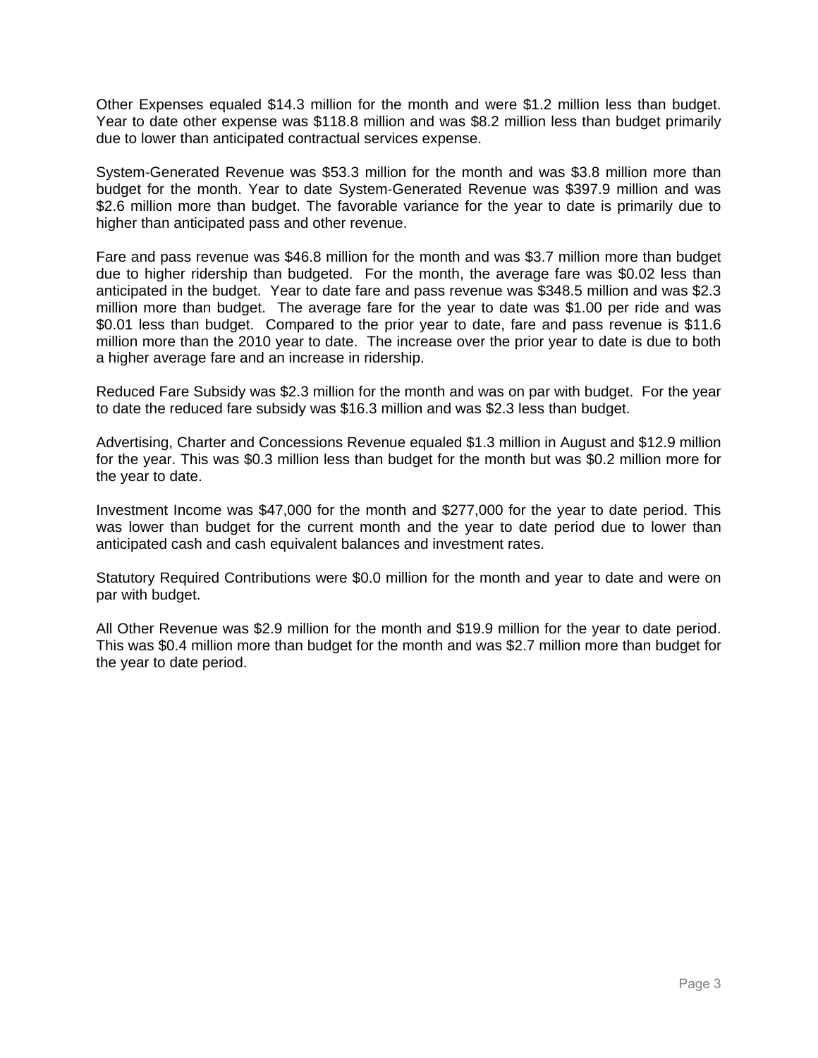Other Expenses equaled $14.3 million for the month and were $1.2 million less than budget. Year to date other expense was $118.8 million and was $8.2 million less than budget primarily due to lower than anticipated contractual services expense.

System-Generated Revenue was $53.3 million for the month and was $3.8 million more than budget for the month. Year to date System-Generated Revenue was $397.9 million and was $2.6 million more than budget. The favorable variance for the year to date is primarily due to higher than anticipated pass and other revenue.

Fare and pass revenue was $46.8 million for the month and was $3.7 million more than budget due to higher ridership than budgeted. For the month, the average fare was $0.02 less than anticipated in the budget. Year to date fare and pass revenue was $348.5 million and was $2.3 million more than budget. The average fare for the year to date was $1.00 per ride and was $0.01 less than budget. Compared to the prior year to date, fare and pass revenue is $11.6 million more than the 2010 year to date. The increase over the prior year to date is due to both a higher average fare and an increase in ridership.

Reduced Fare Subsidy was $2.3 million for the month and was on par with budget. For the year to date the reduced fare subsidy was $16.3 million and was $2.3 less than budget.

Advertising, Charter and Concessions Revenue equaled $1.3 million in August and $12.9 million for the year. This was $0.3 million less than budget for the month but was $0.2 million more for the year to date.

Investment Income was $47,000 for the month and $277,000 for the year to date period. This was lower than budget for the current month and the year to date period due to lower than anticipated cash and cash equivalent balances and investment rates.

Statutory Required Contributions were $0.0 million for the month and year to date and were on par with budget.

All Other Revenue was $2.9 million for the month and $19.9 million for the year to date period. This was $0.4 million more than budget for the month and was $2.7 million more than budget for the year to date period.